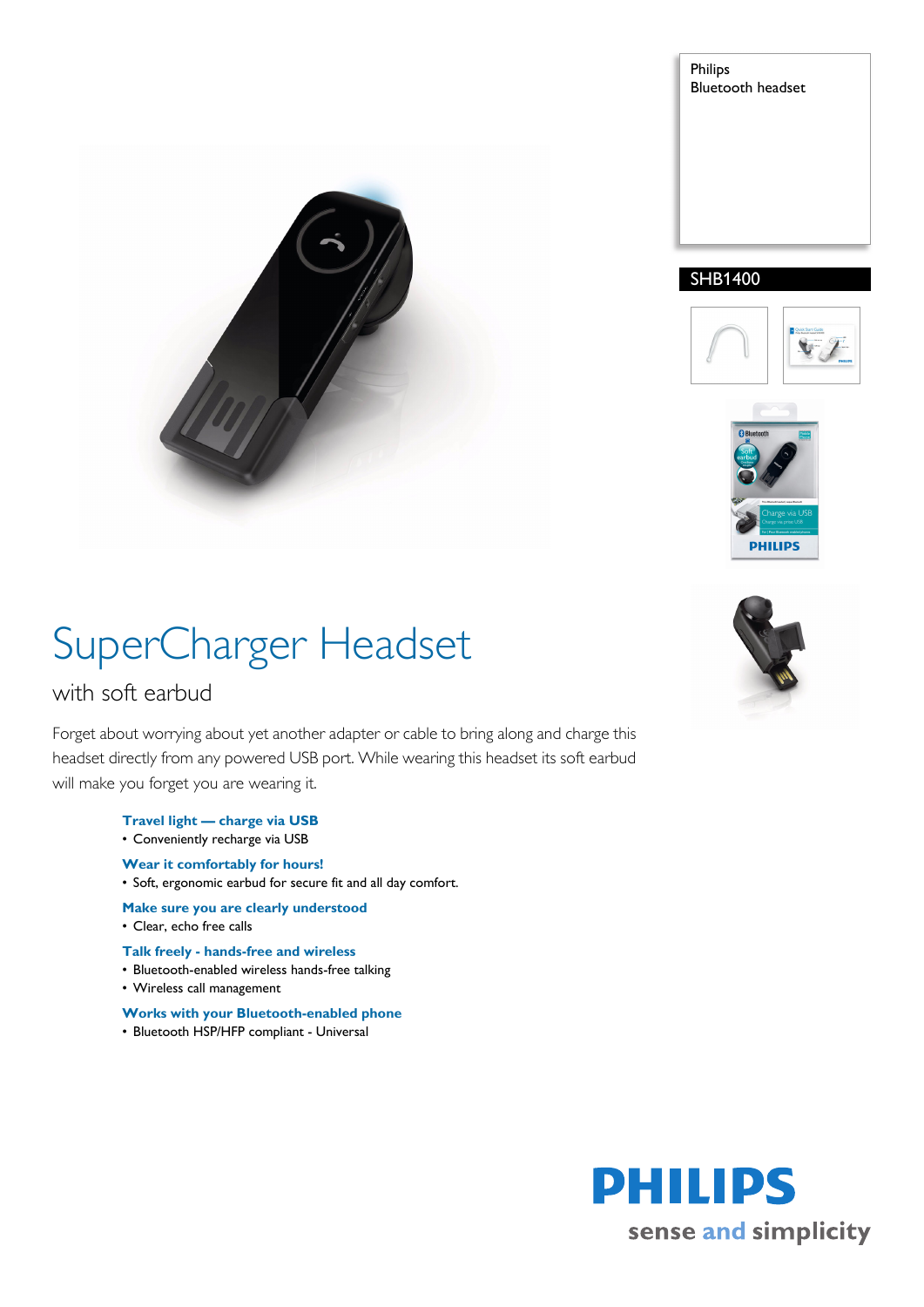Philips
Bluetooth headset

SHB1400

# SuperCharger Headset

## with soft earbud

Forget about worrying about yet another adapter or cable to bring along and charge this headset directly from any powered USB port. While wearing this headset its soft earbud will make you forget you are wearing it.

**Travel light — charge via USB**
- Conveniently recharge via USB

**Wear it comfortably for hours!**
- Soft, ergonomic earbud for secure fit and all day comfort.

**Make sure you are clearly understood**
- Clear, echo free calls

**Talk freely - hands-free and wireless**
- Bluetooth-enabled wireless hands-free talking
- Wireless call management

**Works with your Bluetooth-enabled phone**
- Bluetooth HSP/HFP compliant - Universal

PHILIPS
sense and simplicity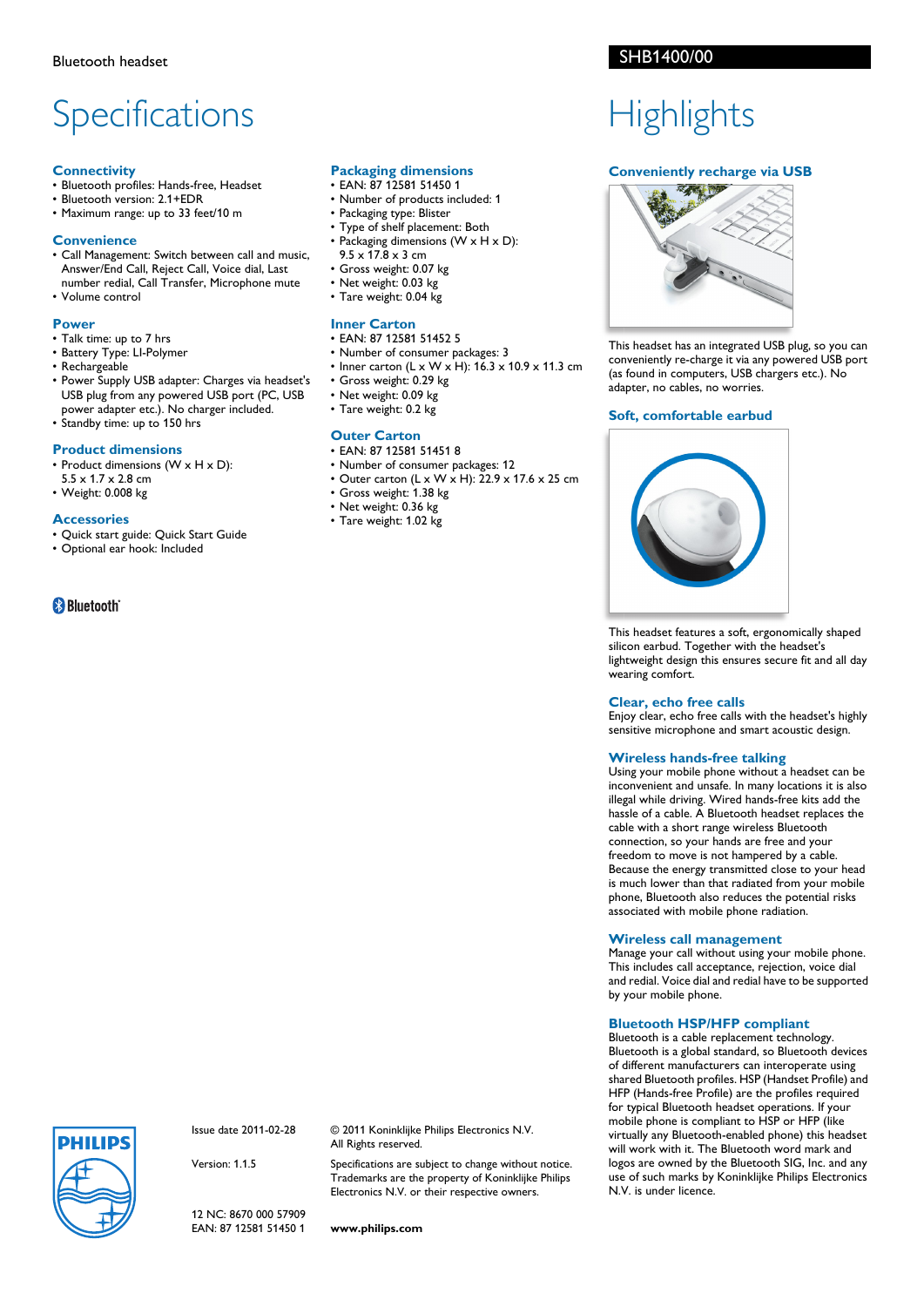Bluetooth headset

SHB1400/00

# Specifications

### Connectivity

- Bluetooth profiles: Hands-free, Headset
- Bluetooth version: 2.1+EDR
- Maximum range: up to 33 feet/10 m

### Convenience

- Call Management: Switch between call and music, Answer/End Call, Reject Call, Voice dial, Last number redial, Call Transfer, Microphone mute
- Volume control

### Power

- Talk time: up to 7 hrs
- Battery Type: LI-Polymer
- Rechargeable
- Power Supply USB adapter: Charges via headset's USB plug from any powered USB port (PC, USB power adapter etc.). No charger included.
- Standby time: up to 150 hrs

### Product dimensions

- Product dimensions (W x H x D): 5.5 x 1.7 x 2.8 cm
- Weight: 0.008 kg

### Accessories

- Quick start guide: Quick Start Guide
- Optional ear hook: Included

### Packaging dimensions

- EAN: 87 12581 51450 1
- Number of products included: 1
- Packaging type: Blister
- Type of shelf placement: Both
- Packaging dimensions (W x H x D): 9.5 x 17.8 x 3 cm
- Gross weight: 0.07 kg
- Net weight: 0.03 kg
- Tare weight: 0.04 kg

### Inner Carton

- EAN: 87 12581 51452 5
- Number of consumer packages: 3
- Inner carton (L x W x H): 16.3 x 10.9 x 11.3 cm
- Gross weight: 0.29 kg
- Net weight: 0.09 kg
- Tare weight: 0.2 kg

### Outer Carton

- EAN: 87 12581 51451 8
- Number of consumer packages: 12
- Outer carton (L x W x H): 22.9 x 17.6 x 25 cm
- Gross weight: 1.38 kg
- Net weight: 0.36 kg
- Tare weight: 1.02 kg

Bluetooth

# Highlights

### Conveniently recharge via USB

This headset has an integrated USB plug, so you can conveniently re-charge it via any powered USB port (as found in computers, USB chargers etc.). No adapter, no cables, no worries.

### Soft, comfortable earbud

This headset features a soft, ergonomically shaped silicon earbud. Together with the headset's lightweight design this ensures secure fit and all day wearing comfort.

### Clear, echo free calls

Enjoy clear, echo free calls with the headset's highly sensitive microphone and smart acoustic design.

### Wireless hands-free talking

Using your mobile phone without a headset can be inconvenient and unsafe. In many locations it is also illegal while driving. Wired hands-free kits add the hassle of a cable. A Bluetooth headset replaces the cable with a short range wireless Bluetooth connection, so your hands are free and your freedom to move is not hampered by a cable. Because the energy transmitted close to your head is much lower than that radiated from your mobile phone, Bluetooth also reduces the potential risks associated with mobile phone radiation.

### Wireless call management

Manage your call without using your mobile phone. This includes call acceptance, rejection, voice dial and redial. Voice dial and redial have to be supported by your mobile phone.

### Bluetooth HSP/HFP compliant

Bluetooth is a cable replacement technology. Bluetooth is a global standard, so Bluetooth devices of different manufacturers can interoperate using shared Bluetooth profiles. HSP (Handset Profile) and HFP (Hands-free Profile) are the profiles required for typical Bluetooth headset operations. If your mobile phone is compliant to HSP or HFP (like virtually any Bluetooth-enabled phone) this headset will work with it. The Bluetooth word mark and logos are owned by the Bluetooth SIG, Inc. and any use of such marks by Koninklijke Philips Electronics N.V. is under licence.

PHILIPS

Issue date 2011-02-28

Version: 1.1.5

12 NC: 8670 000 57909
EAN: 87 12581 51450 1

© 2011 Koninklijke Philips Electronics N.V.
All Rights reserved.

Specifications are subject to change without notice. Trademarks are the property of Koninklijke Philips Electronics N.V. or their respective owners.

**www.philips.com**